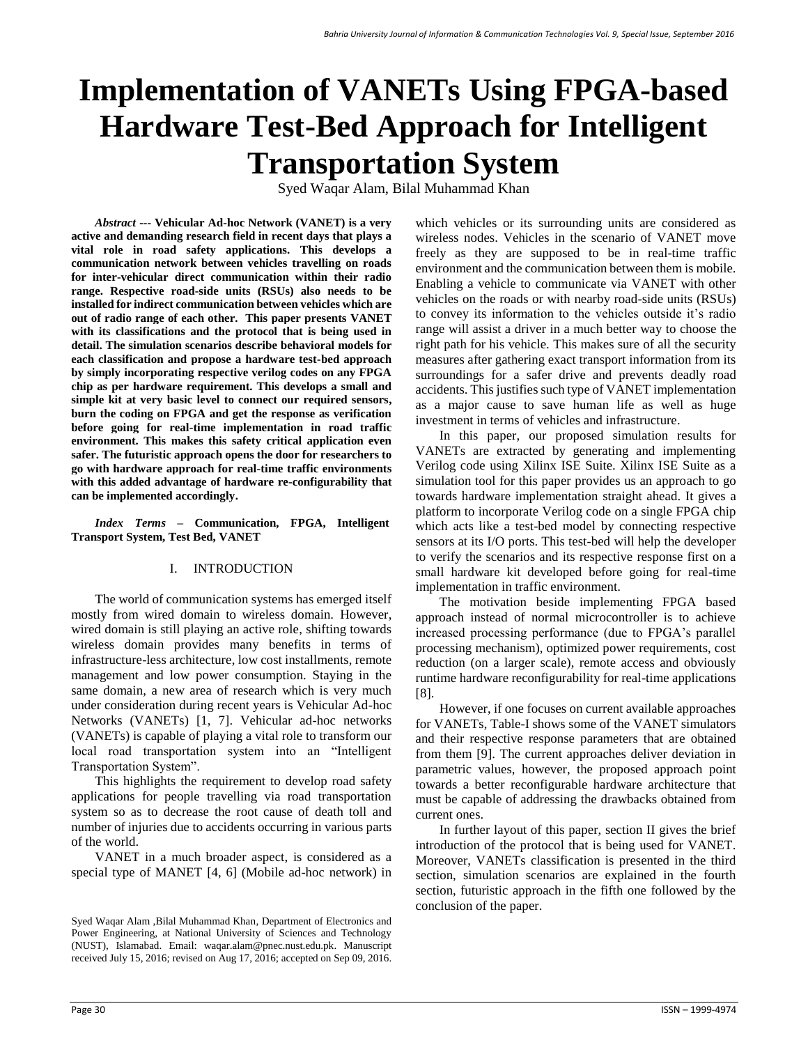# Implementation of VANETs Using FPGA-based Hardware Test-Bed Approach for Intelligent Transportation System

Syed Waqar Alam, Bilal Muhammad Khan

***Abstract* --- Vehicular Ad-hoc Network (VANET) is a very active and demanding research field in recent days that plays a vital role in road safety applications. This develops a communication network between vehicles travelling on roads for inter-vehicular direct communication within their radio range. Respective road-side units (RSUs) also needs to be installed for indirect communication between vehicles which are out of radio range of each other. This paper presents VANET with its classifications and the protocol that is being used in detail. The simulation scenarios describe behavioral models for each classification and propose a hardware test-bed approach by simply incorporating respective verilog codes on any FPGA chip as per hardware requirement. This develops a small and simple kit at very basic level to connect our required sensors, burn the coding on FPGA and get the response as verification before going for real-time implementation in road traffic environment. This makes this safety critical application even safer. The futuristic approach opens the door for researchers to go with hardware approach for real-time traffic environments with this added advantage of hardware re-configurability that can be implemented accordingly.**

***Index Terms* – Communication, FPGA, Intelligent Transport System, Test Bed, VANET**

## I. INTRODUCTION

The world of communication systems has emerged itself mostly from wired domain to wireless domain. However, wired domain is still playing an active role, shifting towards wireless domain provides many benefits in terms of infrastructure-less architecture, low cost installments, remote management and low power consumption. Staying in the same domain, a new area of research which is very much under consideration during recent years is Vehicular Ad-hoc Networks (VANETs) [1, 7]. Vehicular ad-hoc networks (VANETs) is capable of playing a vital role to transform our local road transportation system into an "Intelligent Transportation System".

This highlights the requirement to develop road safety applications for people travelling via road transportation system so as to decrease the root cause of death toll and number of injuries due to accidents occurring in various parts of the world.

VANET in a much broader aspect, is considered as a special type of MANET [4, 6] (Mobile ad-hoc network) in which vehicles or its surrounding units are considered as wireless nodes. Vehicles in the scenario of VANET move freely as they are supposed to be in real-time traffic environment and the communication between them is mobile. Enabling a vehicle to communicate via VANET with other vehicles on the roads or with nearby road-side units (RSUs) to convey its information to the vehicles outside it's radio range will assist a driver in a much better way to choose the right path for his vehicle. This makes sure of all the security measures after gathering exact transport information from its surroundings for a safer drive and prevents deadly road accidents. This justifies such type of VANET implementation as a major cause to save human life as well as huge investment in terms of vehicles and infrastructure.

In this paper, our proposed simulation results for VANETs are extracted by generating and implementing Verilog code using Xilinx ISE Suite. Xilinx ISE Suite as a simulation tool for this paper provides us an approach to go towards hardware implementation straight ahead. It gives a platform to incorporate Verilog code on a single FPGA chip which acts like a test-bed model by connecting respective sensors at its I/O ports. This test-bed will help the developer to verify the scenarios and its respective response first on a small hardware kit developed before going for real-time implementation in traffic environment.

The motivation beside implementing FPGA based approach instead of normal microcontroller is to achieve increased processing performance (due to FPGA's parallel processing mechanism), optimized power requirements, cost reduction (on a larger scale), remote access and obviously runtime hardware reconfigurability for real-time applications [8].

However, if one focuses on current available approaches for VANETs, Table-I shows some of the VANET simulators and their respective response parameters that are obtained from them [9]. The current approaches deliver deviation in parametric values, however, the proposed approach point towards a better reconfigurable hardware architecture that must be capable of addressing the drawbacks obtained from current ones.

In further layout of this paper, section II gives the brief introduction of the protocol that is being used for VANET. Moreover, VANETs classification is presented in the third section, simulation scenarios are explained in the fourth section, futuristic approach in the fifth one followed by the conclusion of the paper.

Syed Waqar Alam ,Bilal Muhammad Khan, Department of Electronics and Power Engineering, at National University of Sciences and Technology (NUST), Islamabad. Email: waqar.alam@pnec.nust.edu.pk. Manuscript received July 15, 2016; revised on Aug 17, 2016; accepted on Sep 09, 2016.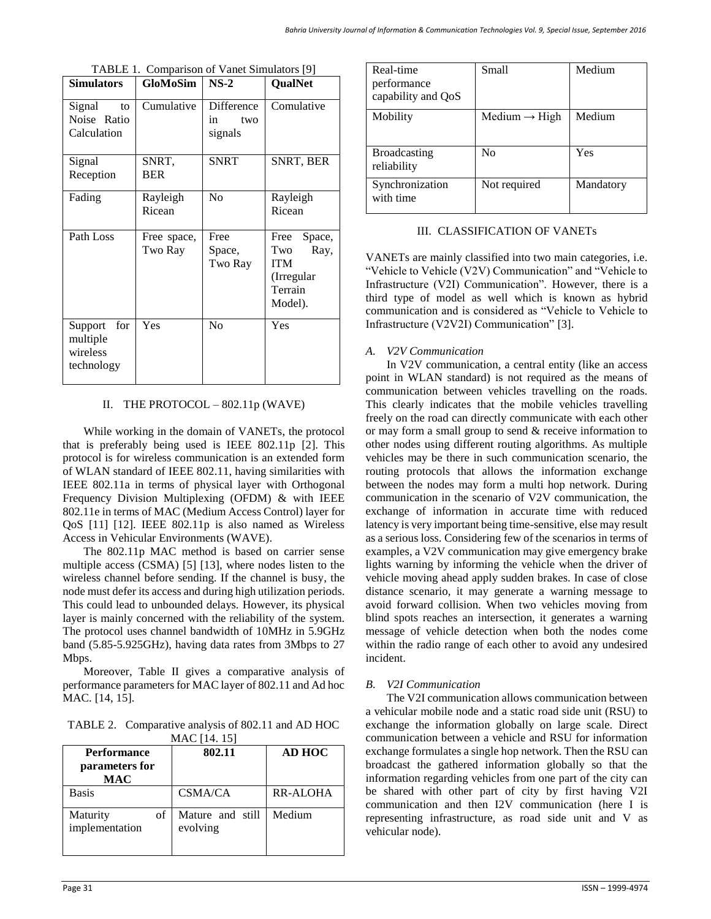TABLE 1. Comparison of Vanet Simulators [9]

| Simulators | GloMoSim | NS-2 | QualNet |
|---|---|---|---|
| Signal to Noise Ratio Calculation | Cumulative | Difference in two signals | Comulative |
| Signal Reception | SNRT, BER | SNRT | SNRT, BER |
| Fading | Rayleigh Ricean | No | Rayleigh Ricean |
| Path Loss | Free space, Two Ray | Free Space, Two Ray | Free Space, Two Ray, ITM (Irregular Terrain Model). |
| Support for multiple wireless technology | Yes | No | Yes |

## II. THE PROTOCOL – 802.11p (WAVE)

While working in the domain of VANETs, the protocol that is preferably being used is IEEE 802.11p [2]. This protocol is for wireless communication is an extended form of WLAN standard of IEEE 802.11, having similarities with IEEE 802.11a in terms of physical layer with Orthogonal Frequency Division Multiplexing (OFDM) & with IEEE 802.11e in terms of MAC (Medium Access Control) layer for QoS [11] [12]. IEEE 802.11p is also named as Wireless Access in Vehicular Environments (WAVE).

The 802.11p MAC method is based on carrier sense multiple access (CSMA) [5] [13], where nodes listen to the wireless channel before sending. If the channel is busy, the node must defer its access and during high utilization periods. This could lead to unbounded delays. However, its physical layer is mainly concerned with the reliability of the system. The protocol uses channel bandwidth of 10MHz in 5.9GHz band (5.85-5.925GHz), having data rates from 3Mbps to 27 Mbps.

Moreover, Table II gives a comparative analysis of performance parameters for MAC layer of 802.11 and Ad hoc MAC. [14, 15].

TABLE 2. Comparative analysis of 802.11 and AD HOC MAC [14. 15]

| Performance parameters for MAC | 802.11 | AD HOC |
|---|---|---|
| Basis | CSMA/CA | RR-ALOHA |
| Maturity of implementation | Mature and still evolving | Medium |
| Real-time performance capability and QoS | Small | Medium |
| Mobility | Medium → High | Medium |
| Broadcasting reliability | No | Yes |
| Synchronization with time | Not required | Mandatory |

## III. CLASSIFICATION OF VANETs

VANETs are mainly classified into two main categories, i.e. "Vehicle to Vehicle (V2V) Communication" and "Vehicle to Infrastructure (V2I) Communication". However, there is a third type of model as well which is known as hybrid communication and is considered as "Vehicle to Vehicle to Infrastructure (V2V2I) Communication" [3].

### *A. V2V Communication*

In V2V communication, a central entity (like an access point in WLAN standard) is not required as the means of communication between vehicles travelling on the roads. This clearly indicates that the mobile vehicles travelling freely on the road can directly communicate with each other or may form a small group to send & receive information to other nodes using different routing algorithms. As multiple vehicles may be there in such communication scenario, the routing protocols that allows the information exchange between the nodes may form a multi hop network. During communication in the scenario of V2V communication, the exchange of information in accurate time with reduced latency is very important being time-sensitive, else may result as a serious loss. Considering few of the scenarios in terms of examples, a V2V communication may give emergency brake lights warning by informing the vehicle when the driver of vehicle moving ahead apply sudden brakes. In case of close distance scenario, it may generate a warning message to avoid forward collision. When two vehicles moving from blind spots reaches an intersection, it generates a warning message of vehicle detection when both the nodes come within the radio range of each other to avoid any undesired incident.

### *B. V2I Communication*

The V2I communication allows communication between a vehicular mobile node and a static road side unit (RSU) to exchange the information globally on large scale. Direct communication between a vehicle and RSU for information exchange formulates a single hop network. Then the RSU can broadcast the gathered information globally so that the information regarding vehicles from one part of the city can be shared with other part of city by first having V2I communication and then I2V communication (here I is representing infrastructure, as road side unit and V as vehicular node).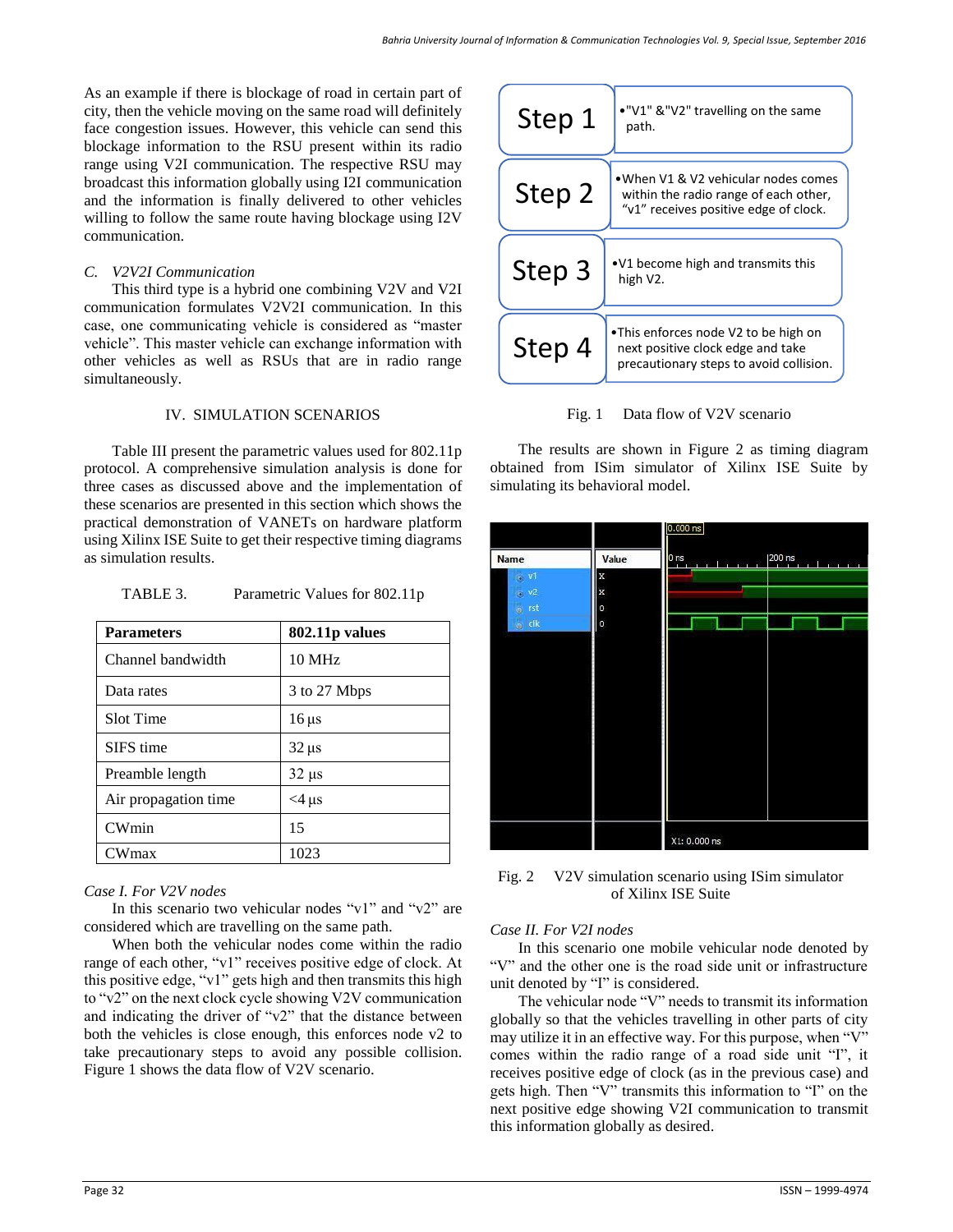As an example if there is blockage of road in certain part of city, then the vehicle moving on the same road will definitely face congestion issues. However, this vehicle can send this blockage information to the RSU present within its radio range using V2I communication. The respective RSU may broadcast this information globally using I2I communication and the information is finally delivered to other vehicles willing to follow the same route having blockage using I2V communication.

### *C. V2V2I Communication*

This third type is a hybrid one combining V2V and V2I communication formulates V2V2I communication. In this case, one communicating vehicle is considered as "master vehicle". This master vehicle can exchange information with other vehicles as well as RSUs that are in radio range simultaneously.

## IV. SIMULATION SCENARIOS

Table III present the parametric values used for 802.11p protocol. A comprehensive simulation analysis is done for three cases as discussed above and the implementation of these scenarios are presented in this section which shows the practical demonstration of VANETs on hardware platform using Xilinx ISE Suite to get their respective timing diagrams as simulation results.

TABLE 3. Parametric Values for 802.11p

| **Parameters** | **802.11p values** |
|---|---|
| Channel bandwidth | 10 MHz |
| Data rates | 3 to 27 Mbps |
| Slot Time | 16 µs |
| SIFS time | 32 µs |
| Preamble length | 32 µs |
| Air propagation time | <4 µs |
| CWmin | 15 |
| CWmax | 1023 |

### *Case I. For V2V nodes*

In this scenario two vehicular nodes "v1" and "v2" are considered which are travelling on the same path.

When both the vehicular nodes come within the radio range of each other, "v1" receives positive edge of clock. At this positive edge, "v1" gets high and then transmits this high to "v2" on the next clock cycle showing V2V communication and indicating the driver of "v2" that the distance between both the vehicles is close enough, this enforces node v2 to take precautionary steps to avoid any possible collision. Figure 1 shows the data flow of V2V scenario.

| | |
|---|---|
| Step 1 | •"V1" &"V2" travelling on the same path. |
| Step 2 | •When V1 & V2 vehicular nodes comes within the radio range of each other, "v1" receives positive edge of clock. |
| Step 3 | •V1 become high and transmits this high V2. |
| Step 4 | •This enforces node V2 to be high on next positive clock edge and take precautionary steps to avoid collision. |

Fig. 1 Data flow of V2V scenario

The results are shown in Figure 2 as timing diagram obtained from ISim simulator of Xilinx ISE Suite by simulating its behavioral model.

Fig. 2 V2V simulation scenario using ISim simulator of Xilinx ISE Suite

### *Case II. For V2I nodes*

In this scenario one mobile vehicular node denoted by "V" and the other one is the road side unit or infrastructure unit denoted by "I" is considered.

The vehicular node "V" needs to transmit its information globally so that the vehicles travelling in other parts of city may utilize it in an effective way. For this purpose, when "V" comes within the radio range of a road side unit "I", it receives positive edge of clock (as in the previous case) and gets high. Then "V" transmits this information to "I" on the next positive edge showing V2I communication to transmit this information globally as desired.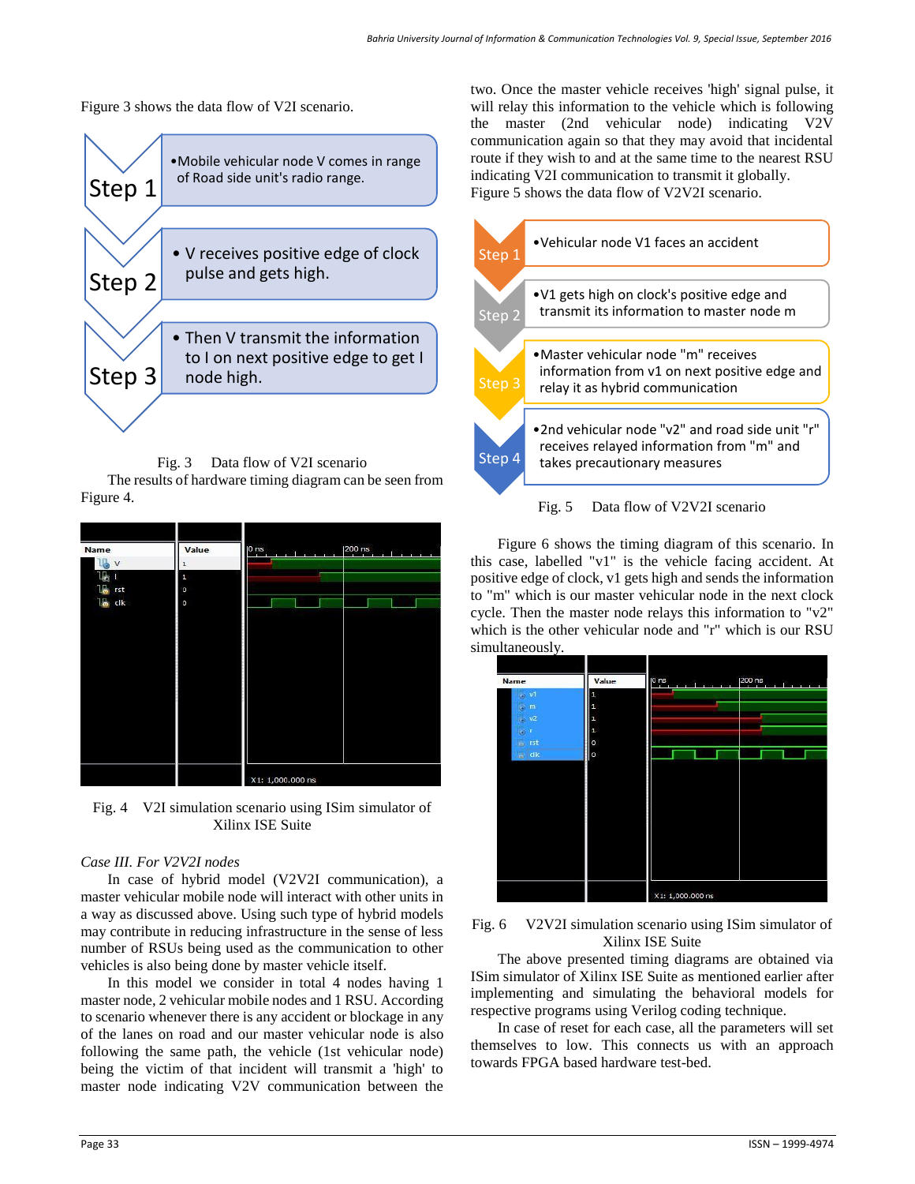Figure 3 shows the data flow of V2I scenario.

Step 1
- Mobile vehicular node V comes in range of Road side unit's radio range.

Step 2
- V receives positive edge of clock pulse and gets high.

Step 3
- Then V transmit the information to I on next positive edge to get I node high.

Fig. 3  Data flow of V2I scenario

The results of hardware timing diagram can be seen from Figure 4.

Fig. 4  V2I simulation scenario using ISim simulator of Xilinx ISE Suite

*Case III. For V2V2I nodes*

In case of hybrid model (V2V2I communication), a master vehicular mobile node will interact with other units in a way as discussed above. Using such type of hybrid models may contribute in reducing infrastructure in the sense of less number of RSUs being used as the communication to other vehicles is also being done by master vehicle itself.

In this model we consider in total 4 nodes having 1 master node, 2 vehicular mobile nodes and 1 RSU. According to scenario whenever there is any accident or blockage in any of the lanes on road and our master vehicular node is also following the same path, the vehicle (1st vehicular node) being the victim of that incident will transmit a 'high' to master node indicating V2V communication between the two. Once the master vehicle receives 'high' signal pulse, it will relay this information to the vehicle which is following the master (2nd vehicular node) indicating V2V communication again so that they may avoid that incidental route if they wish to and at the same time to the nearest RSU indicating V2I communication to transmit it globally.

Figure 5 shows the data flow of V2V2I scenario.

Step 1
- Vehicular node V1 faces an accident

Step 2
- V1 gets high on clock's positive edge and transmit its information to master node m

Step 3
- Master vehicular node "m" receives information from v1 on next positive edge and relay it as hybrid communication

Step 4
- 2nd vehicular node "v2" and road side unit "r" receives relayed information from "m" and takes precautionary measures

Fig. 5  Data flow of V2V2I scenario

Figure 6 shows the timing diagram of this scenario. In this case, labelled "v1" is the vehicle facing accident. At positive edge of clock, v1 gets high and sends the information to "m" which is our master vehicular node in the next clock cycle. Then the master node relays this information to "v2" which is the other vehicular node and "r" which is our RSU simultaneously.

Fig. 6  V2V2I simulation scenario using ISim simulator of Xilinx ISE Suite

The above presented timing diagrams are obtained via ISim simulator of Xilinx ISE Suite as mentioned earlier after implementing and simulating the behavioral models for respective programs using Verilog coding technique.

In case of reset for each case, all the parameters will set themselves to low. This connects us with an approach towards FPGA based hardware test-bed.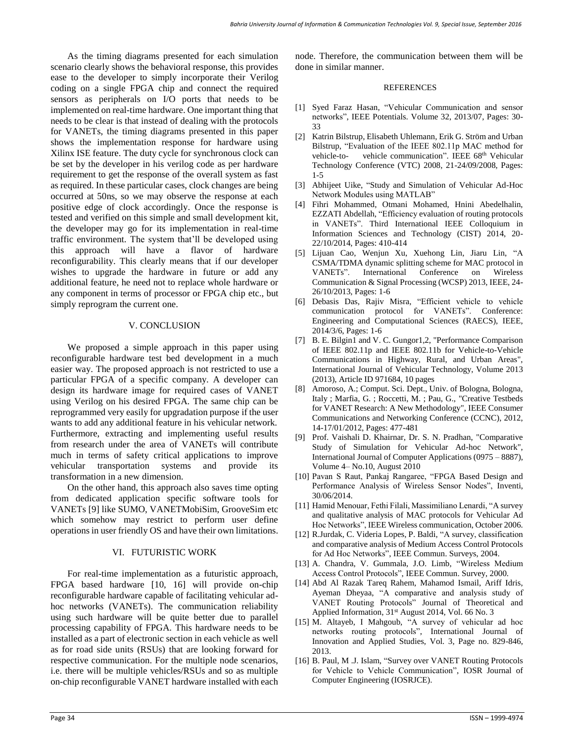As the timing diagrams presented for each simulation scenario clearly shows the behavioral response, this provides ease to the developer to simply incorporate their Verilog coding on a single FPGA chip and connect the required sensors as peripherals on I/O ports that needs to be implemented on real-time hardware. One important thing that needs to be clear is that instead of dealing with the protocols for VANETs, the timing diagrams presented in this paper shows the implementation response for hardware using Xilinx ISE feature. The duty cycle for synchronous clock can be set by the developer in his verilog code as per hardware requirement to get the response of the overall system as fast as required. In these particular cases, clock changes are being occurred at 50ns, so we may observe the response at each positive edge of clock accordingly. Once the response is tested and verified on this simple and small development kit, the developer may go for its implementation in real-time traffic environment. The system that'll be developed using this approach will have a flavor of hardware reconfigurability. This clearly means that if our developer wishes to upgrade the hardware in future or add any additional feature, he need not to replace whole hardware or any component in terms of processor or FPGA chip etc., but simply reprogram the current one.

## V. CONCLUSION

We proposed a simple approach in this paper using reconfigurable hardware test bed development in a much easier way. The proposed approach is not restricted to use a particular FPGA of a specific company. A developer can design its hardware image for required cases of VANET using Verilog on his desired FPGA. The same chip can be reprogrammed very easily for upgradation purpose if the user wants to add any additional feature in his vehicular network. Furthermore, extracting and implementing useful results from research under the area of VANETs will contribute much in terms of safety critical applications to improve vehicular transportation systems and provide its transformation in a new dimension.

On the other hand, this approach also saves time opting from dedicated application specific software tools for VANETs [9] like SUMO, VANETMobiSim, GrooveSim etc which somehow may restrict to perform user define operations in user friendly OS and have their own limitations.

## VI. FUTURISTIC WORK

For real-time implementation as a futuristic approach, FPGA based hardware [10, 16] will provide on-chip reconfigurable hardware capable of facilitating vehicular ad-hoc networks (VANETs). The communication reliability using such hardware will be quite better due to parallel processing capability of FPGA. This hardware needs to be installed as a part of electronic section in each vehicle as well as for road side units (RSUs) that are looking forward for respective communication. For the multiple node scenarios, i.e. there will be multiple vehicles/RSUs and so as multiple on-chip reconfigurable VANET hardware installed with each node. Therefore, the communication between them will be done in similar manner.

## REFERENCES

[1] Syed Faraz Hasan, "Vehicular Communication and sensor networks", IEEE Potentials. Volume 32, 2013/07, Pages: 30-33

[2] Katrin Bilstrup, Elisabeth Uhlemann, Erik G. Ström and Urban Bilstrup, "Evaluation of the IEEE 802.11p MAC method for vehicle-to- vehicle communication". IEEE 68th Vehicular Technology Conference (VTC) 2008, 21-24/09/2008, Pages: 1-5

[3] Abhijeet Uike, "Study and Simulation of Vehicular Ad-Hoc Network Modules using MATLAB"

[4] Fihri Mohammed, Otmani Mohamed, Hnini Abedelhalin, EZZATI Abdellah, "Efficiency evaluation of routing protocols in VANETs". Third International IEEE Colloquium in Information Sciences and Technology (CIST) 2014, 20-22/10/2014, Pages: 410-414

[5] Lijuan Cao, Wenjun Xu, Xuehong Lin, Jiaru Lin, "A CSMA/TDMA dynamic splitting scheme for MAC protocol in VANETs". International Conference on Wireless Communication & Signal Processing (WCSP) 2013, IEEE, 24-26/10/2013, Pages: 1-6

[6] Debasis Das, Rajiv Misra, "Efficient vehicle to vehicle communication protocol for VANETs". Conference: Engineering and Computational Sciences (RAECS), IEEE, 2014/3/6, Pages: 1-6

[7] B. E. Bilgin1 and V. C. Gungor1,2, "Performance Comparison of IEEE 802.11p and IEEE 802.11b for Vehicle-to-Vehicle Communications in Highway, Rural, and Urban Areas", International Journal of Vehicular Technology, Volume 2013 (2013), Article ID 971684, 10 pages

[8] Amoroso, A.; Comput. Sci. Dept., Univ. of Bologna, Bologna, Italy ; Marfia, G. ; Roccetti, M. ; Pau, G., "Creative Testbeds for VANET Research: A New Methodology", IEEE Consumer Communications and Networking Conference (CCNC), 2012, 14-17/01/2012, Pages: 477-481

[9] Prof. Vaishali D. Khairnar, Dr. S. N. Pradhan, "Comparative Study of Simulation for Vehicular Ad-hoc Network", International Journal of Computer Applications (0975 – 8887), Volume 4– No.10, August 2010

[10] Pavan S Raut, Pankaj Rangaree, "FPGA Based Design and Performance Analysis of Wireless Sensor Nodes", Inventi, 30/06/2014.

[11] Hamid Menouar, Fethi Filali, Massimiliano Lenardi, "A survey and qualitative analysis of MAC protocols for Vehicular Ad Hoc Networks", IEEE Wireless communication, October 2006.

[12] R.Jurdak, C. Videria Lopes, P. Baldi, "A survey, classification and comparative analysis of Medium Access Control Protocols for Ad Hoc Networks", IEEE Commun. Surveys, 2004.

[13] A. Chandra, V. Gummala, J.O. Limb, "Wireless Medium Access Control Protocols", IEEE Commun. Survey, 2000.

[14] Abd Al Razak Tareq Rahem, Mahamod Ismail, Ariff Idris, Ayeman Dheyaa, "A comparative and analysis study of VANET Routing Protocols" Journal of Theoretical and Applied Information, 31st August 2014, Vol. 66 No. 3

[15] M. Altayeb, I Mahgoub, "A survey of vehicular ad hoc networks routing protocols", International Journal of Innovation and Applied Studies, Vol. 3, Page no. 829-846, 2013.

[16] B. Paul, M .J. Islam, "Survey over VANET Routing Protocols for Vehicle to Vehicle Communication", IOSR Journal of Computer Engineering (IOSRJCE).